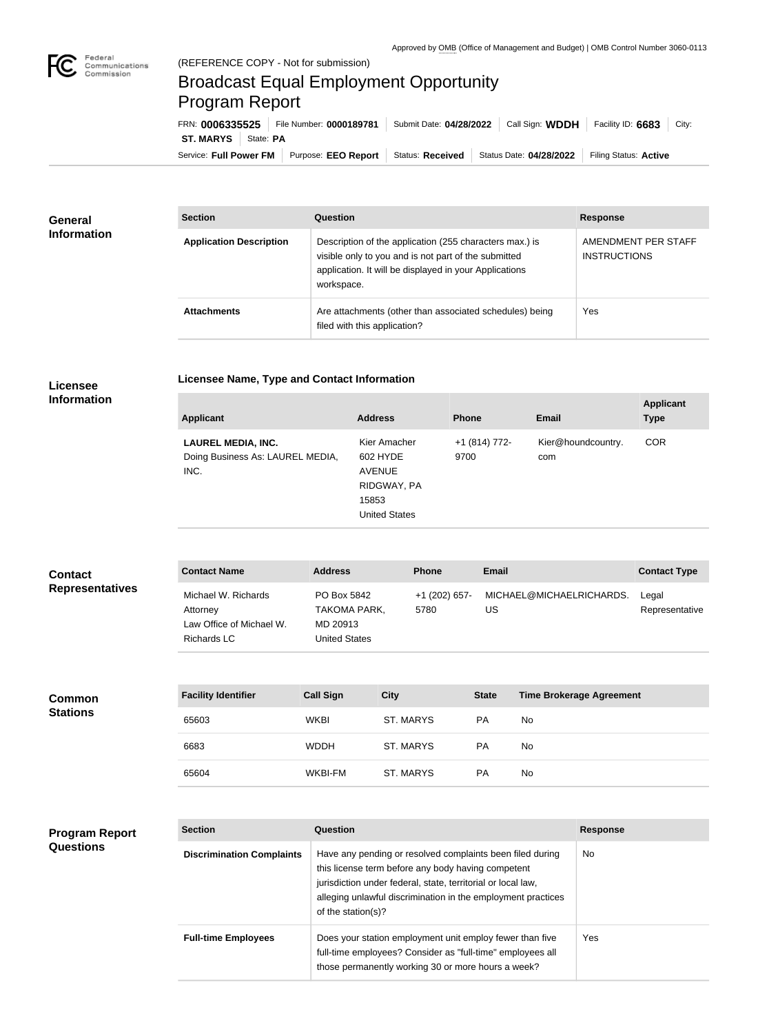Approved by OMB (Office of Management and Budget) | OMB Control Number 3060-0113

(REFERENCE COPY - Not for submission)

# Broadcast Equal Employment Opportunity Program Report

FRN: **0006335525** | File Number: **0000189781** | Submit Date: **04/28/2022** | Call Sign: **WDDH** | Facility ID: **6683** | City: **ST. MARYS** | State: **PA**

Service: **Full Power FM** | Purpose: **EEO Report** | Status: **Received** | Status Date: **04/28/2022** | Filing Status: **Active**

## General Information

| Section | Question | Response |
| --- | --- | --- |
| **Application Description** | Description of the application (255 characters max.) is visible only to you and is not part of the submitted application. It will be displayed in your Applications workspace. | AMENDMENT PER STAFF INSTRUCTIONS |
| **Attachments** | Are attachments (other than associated schedules) being filed with this application? | Yes |

## Licensee Information

### Licensee Name, Type and Contact Information

| Applicant | Address | Phone | Email | Applicant Type |
| --- | --- | --- | --- | --- |
| **LAUREL MEDIA, INC.** Doing Business As: LAUREL MEDIA, INC. | Kier Amacher 602 HYDE AVENUE RIDGWAY, PA 15853 United States | +1 (814) 772-9700 | Kier@houndcountry.com | COR |

## Contact Representatives

| Contact Name | Address | Phone | Email | Contact Type |
| --- | --- | --- | --- | --- |
| Michael W. Richards Attorney Law Office of Michael W. Richards LC | PO Box 5842 TAKOMA PARK, MD 20913 United States | +1 (202) 657-5780 | MICHAEL@MICHAELRICHARDS.US | Legal Representative |

## Common Stations

| Facility Identifier | Call Sign | City | State | Time Brokerage Agreement |
| --- | --- | --- | --- | --- |
| 65603 | WKBI | ST. MARYS | PA | No |
| 6683 | WDDH | ST. MARYS | PA | No |
| 65604 | WKBI-FM | ST. MARYS | PA | No |

## Program Report Questions

| Section | Question | Response |
| --- | --- | --- |
| **Discrimination Complaints** | Have any pending or resolved complaints been filed during this license term before any body having competent jurisdiction under federal, state, territorial or local law, alleging unlawful discrimination in the employment practices of the station(s)? | No |
| **Full-time Employees** | Does your station employment unit employ fewer than five full-time employees? Consider as "full-time" employees all those permanently working 30 or more hours a week? | Yes |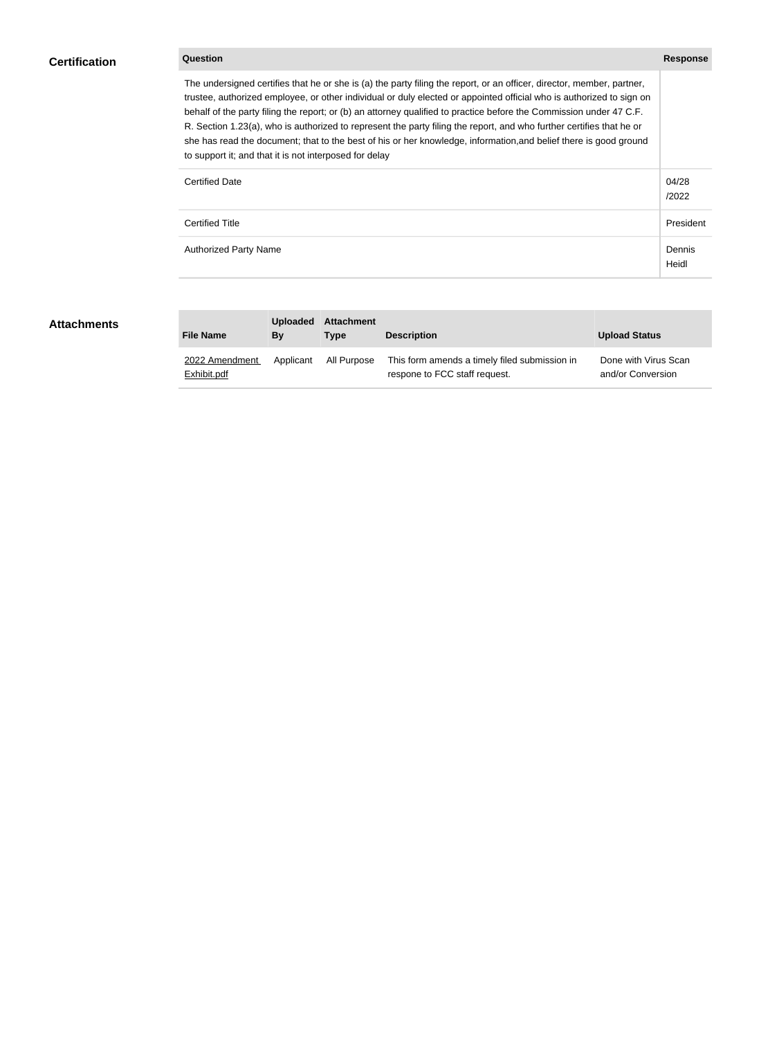## Certification

| Question | Response |
| --- | --- |
| The undersigned certifies that he or she is (a) the party filing the report, or an officer, director, member, partner, trustee, authorized employee, or other individual or duly elected or appointed official who is authorized to sign on behalf of the party filing the report; or (b) an attorney qualified to practice before the Commission under 47 C.F. R. Section 1.23(a), who is authorized to represent the party filing the report, and who further certifies that he or she has read the document; that to the best of his or her knowledge, information,and belief there is good ground to support it; and that it is not interposed for delay | |
| Certified Date | 04/28/2022 |
| Certified Title | President |
| Authorized Party Name | Dennis Heidl |

## Attachments

| File Name | Uploaded By | Attachment Type | Description | Upload Status |
| --- | --- | --- | --- | --- |
| 2022 Amendment Exhibit.pdf | Applicant | All Purpose | This form amends a timely filed submission in respone to FCC staff request. | Done with Virus Scan and/or Conversion |